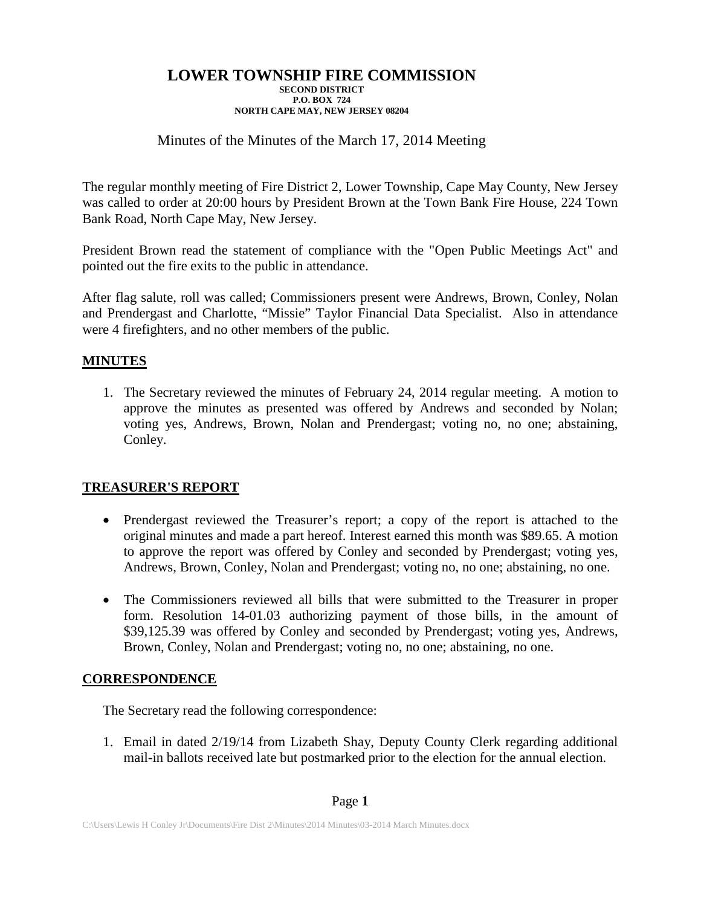# LOWER TOWNSHIP FIRE COMMISSION

**SECOND DISTRICT**
**P.O. BOX 724**
**NORTH CAPE MAY, NEW JERSEY 08204**

Minutes of the Minutes of the March 17, 2014 Meeting

The regular monthly meeting of Fire District 2, Lower Township, Cape May County, New Jersey was called to order at 20:00 hours by President Brown at the Town Bank Fire House, 224 Town Bank Road, North Cape May, New Jersey.

President Brown read the statement of compliance with the "Open Public Meetings Act" and pointed out the fire exits to the public in attendance.

After flag salute, roll was called; Commissioners present were Andrews, Brown, Conley, Nolan and Prendergast and Charlotte, "Missie" Taylor Financial Data Specialist. Also in attendance were 4 firefighters, and no other members of the public.

## MINUTES

1. The Secretary reviewed the minutes of February 24, 2014 regular meeting. A motion to approve the minutes as presented was offered by Andrews and seconded by Nolan; voting yes, Andrews, Brown, Nolan and Prendergast; voting no, no one; abstaining, Conley.

## TREASURER'S REPORT

- Prendergast reviewed the Treasurer's report; a copy of the report is attached to the original minutes and made a part hereof. Interest earned this month was $89.65. A motion to approve the report was offered by Conley and seconded by Prendergast; voting yes, Andrews, Brown, Conley, Nolan and Prendergast; voting no, no one; abstaining, no one.

- The Commissioners reviewed all bills that were submitted to the Treasurer in proper form. Resolution 14-01.03 authorizing payment of those bills, in the amount of $39,125.39 was offered by Conley and seconded by Prendergast; voting yes, Andrews, Brown, Conley, Nolan and Prendergast; voting no, no one; abstaining, no one.

## CORRESPONDENCE

The Secretary read the following correspondence:

1. Email in dated 2/19/14 from Lizabeth Shay, Deputy County Clerk regarding additional mail-in ballots received late but postmarked prior to the election for the annual election.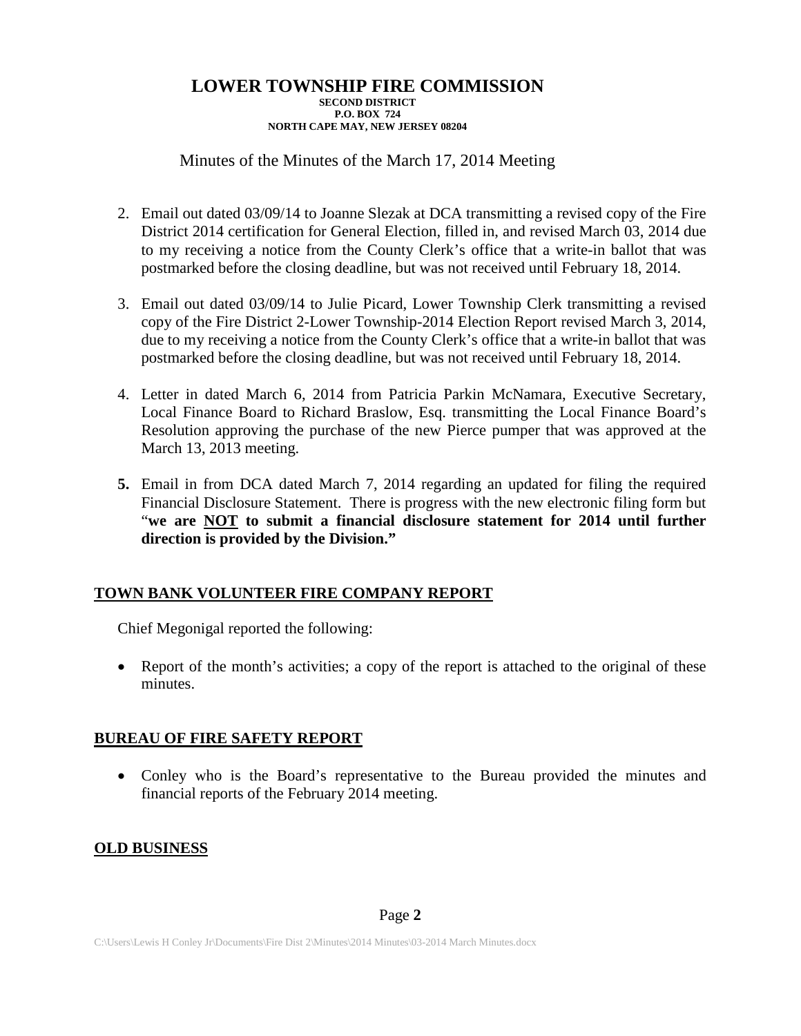# LOWER TOWNSHIP FIRE COMMISSION

**SECOND DISTRICT**
**P.O. BOX 724**
**NORTH CAPE MAY, NEW JERSEY 08204**

Minutes of the Minutes of the March 17, 2014 Meeting

2. Email out dated 03/09/14 to Joanne Slezak at DCA transmitting a revised copy of the Fire District 2014 certification for General Election, filled in, and revised March 03, 2014 due to my receiving a notice from the County Clerk's office that a write-in ballot that was postmarked before the closing deadline, but was not received until February 18, 2014.

3. Email out dated 03/09/14 to Julie Picard, Lower Township Clerk transmitting a revised copy of the Fire District 2-Lower Township-2014 Election Report revised March 3, 2014, due to my receiving a notice from the County Clerk's office that a write-in ballot that was postmarked before the closing deadline, but was not received until February 18, 2014.

4. Letter in dated March 6, 2014 from Patricia Parkin McNamara, Executive Secretary, Local Finance Board to Richard Braslow, Esq. transmitting the Local Finance Board's Resolution approving the purchase of the new Pierce pumper that was approved at the March 13, 2013 meeting.

5. Email in from DCA dated March 7, 2014 regarding an updated for filing the required Financial Disclosure Statement. There is progress with the new electronic filing form but "**we are <u>NOT</u> to submit a financial disclosure statement for 2014 until further direction is provided by the Division."**

## <u>TOWN BANK VOLUNTEER FIRE COMPANY REPORT</u>

Chief Megonigal reported the following:

- Report of the month's activities; a copy of the report is attached to the original of these minutes.

## <u>BUREAU OF FIRE SAFETY REPORT</u>

- Conley who is the Board's representative to the Bureau provided the minutes and financial reports of the February 2014 meeting.

## <u>OLD BUSINESS</u>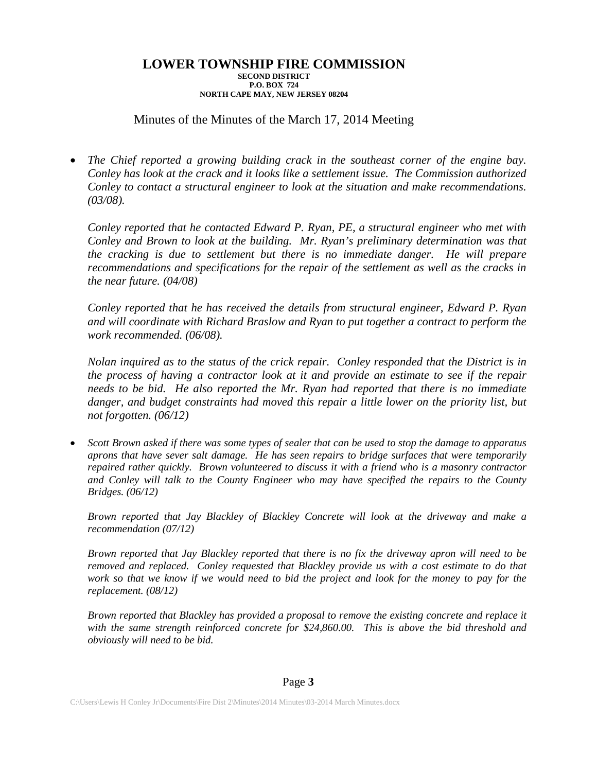# LOWER TOWNSHIP FIRE COMMISSION

**SECOND DISTRICT**
**P.O. BOX 724**
**NORTH CAPE MAY, NEW JERSEY 08204**

Minutes of the Minutes of the March 17, 2014 Meeting

- *The Chief reported a growing building crack in the southeast corner of the engine bay. Conley has look at the crack and it looks like a settlement issue. The Commission authorized Conley to contact a structural engineer to look at the situation and make recommendations. (03/08).*

  *Conley reported that he contacted Edward P. Ryan, PE, a structural engineer who met with Conley and Brown to look at the building. Mr. Ryan's preliminary determination was that the cracking is due to settlement but there is no immediate danger. He will prepare recommendations and specifications for the repair of the settlement as well as the cracks in the near future. (04/08)*

  *Conley reported that he has received the details from structural engineer, Edward P. Ryan and will coordinate with Richard Braslow and Ryan to put together a contract to perform the work recommended. (06/08).*

  *Nolan inquired as to the status of the crick repair. Conley responded that the District is in the process of having a contractor look at it and provide an estimate to see if the repair needs to be bid. He also reported the Mr. Ryan had reported that there is no immediate danger, and budget constraints had moved this repair a little lower on the priority list, but not forgotten. (06/12)*

- *Scott Brown asked if there was some types of sealer that can be used to stop the damage to apparatus aprons that have sever salt damage. He has seen repairs to bridge surfaces that were temporarily repaired rather quickly. Brown volunteered to discuss it with a friend who is a masonry contractor and Conley will talk to the County Engineer who may have specified the repairs to the County Bridges. (06/12)*

  *Brown reported that Jay Blackley of Blackley Concrete will look at the driveway and make a recommendation (07/12)*

  *Brown reported that Jay Blackley reported that there is no fix the driveway apron will need to be removed and replaced. Conley requested that Blackley provide us with a cost estimate to do that work so that we know if we would need to bid the project and look for the money to pay for the replacement. (08/12)*

  *Brown reported that Blackley has provided a proposal to remove the existing concrete and replace it with the same strength reinforced concrete for $24,860.00. This is above the bid threshold and obviously will need to be bid.*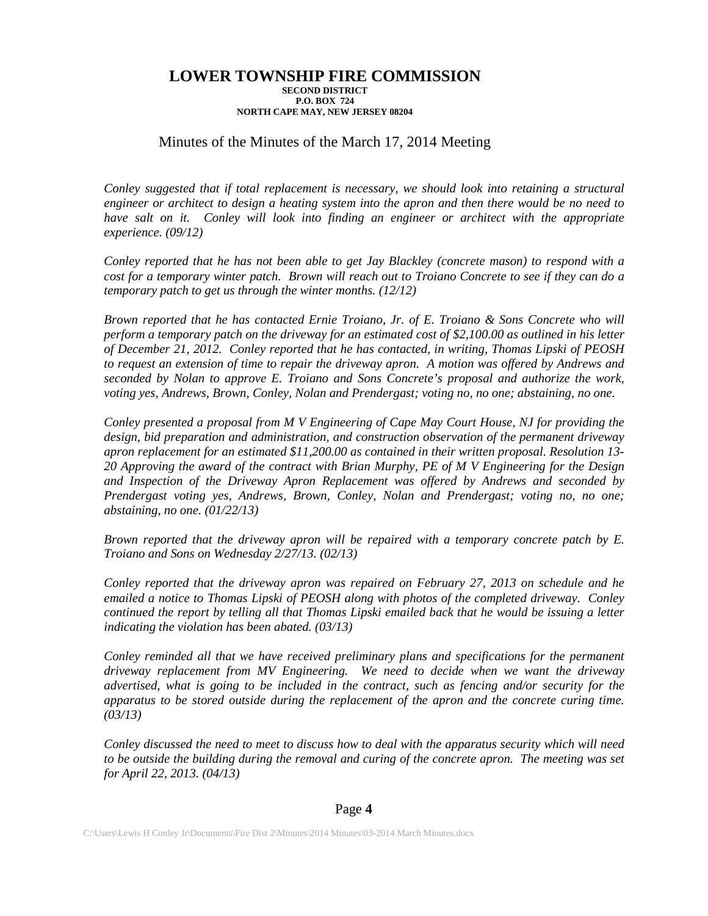# LOWER TOWNSHIP FIRE COMMISSION

**SECOND DISTRICT**
**P.O. BOX 724**
**NORTH CAPE MAY, NEW JERSEY 08204**

Minutes of the Minutes of the March 17, 2014 Meeting

*Conley suggested that if total replacement is necessary, we should look into retaining a structural engineer or architect to design a heating system into the apron and then there would be no need to have salt on it. Conley will look into finding an engineer or architect with the appropriate experience. (09/12)*

*Conley reported that he has not been able to get Jay Blackley (concrete mason) to respond with a cost for a temporary winter patch. Brown will reach out to Troiano Concrete to see if they can do a temporary patch to get us through the winter months. (12/12)*

*Brown reported that he has contacted Ernie Troiano, Jr. of E. Troiano & Sons Concrete who will perform a temporary patch on the driveway for an estimated cost of $2,100.00 as outlined in his letter of December 21, 2012. Conley reported that he has contacted, in writing, Thomas Lipski of PEOSH to request an extension of time to repair the driveway apron. A motion was offered by Andrews and seconded by Nolan to approve E. Troiano and Sons Concrete's proposal and authorize the work, voting yes, Andrews, Brown, Conley, Nolan and Prendergast; voting no, no one; abstaining, no one.*

*Conley presented a proposal from M V Engineering of Cape May Court House, NJ for providing the design, bid preparation and administration, and construction observation of the permanent driveway apron replacement for an estimated $11,200.00 as contained in their written proposal. Resolution 13-20 Approving the award of the contract with Brian Murphy, PE of M V Engineering for the Design and Inspection of the Driveway Apron Replacement was offered by Andrews and seconded by Prendergast voting yes, Andrews, Brown, Conley, Nolan and Prendergast; voting no, no one; abstaining, no one. (01/22/13)*

*Brown reported that the driveway apron will be repaired with a temporary concrete patch by E. Troiano and Sons on Wednesday 2/27/13. (02/13)*

*Conley reported that the driveway apron was repaired on February 27, 2013 on schedule and he emailed a notice to Thomas Lipski of PEOSH along with photos of the completed driveway. Conley continued the report by telling all that Thomas Lipski emailed back that he would be issuing a letter indicating the violation has been abated. (03/13)*

*Conley reminded all that we have received preliminary plans and specifications for the permanent driveway replacement from MV Engineering. We need to decide when we want the driveway advertised, what is going to be included in the contract, such as fencing and/or security for the apparatus to be stored outside during the replacement of the apron and the concrete curing time. (03/13)*

*Conley discussed the need to meet to discuss how to deal with the apparatus security which will need to be outside the building during the removal and curing of the concrete apron. The meeting was set for April 22, 2013. (04/13)*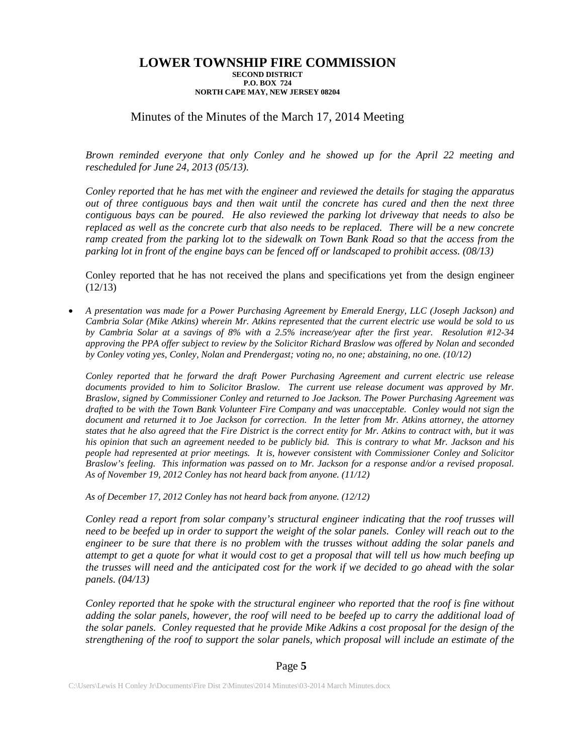# LOWER TOWNSHIP FIRE COMMISSION

**SECOND DISTRICT**
**P.O. BOX 724**
**NORTH CAPE MAY, NEW JERSEY 08204**

Minutes of the Minutes of the March 17, 2014 Meeting

*Brown reminded everyone that only Conley and he showed up for the April 22 meeting and rescheduled for June 24, 2013 (05/13).*

*Conley reported that he has met with the engineer and reviewed the details for staging the apparatus out of three contiguous bays and then wait until the concrete has cured and then the next three contiguous bays can be poured. He also reviewed the parking lot driveway that needs to also be replaced as well as the concrete curb that also needs to be replaced. There will be a new concrete ramp created from the parking lot to the sidewalk on Town Bank Road so that the access from the parking lot in front of the engine bays can be fenced off or landscaped to prohibit access. (08/13)*

Conley reported that he has not received the plans and specifications yet from the design engineer (12/13)

- *A presentation was made for a Power Purchasing Agreement by Emerald Energy, LLC (Joseph Jackson) and Cambria Solar (Mike Atkins) wherein Mr. Atkins represented that the current electric use would be sold to us by Cambria Solar at a savings of 8% with a 2.5% increase/year after the first year. Resolution #12-34 approving the PPA offer subject to review by the Solicitor Richard Braslow was offered by Nolan and seconded by Conley voting yes, Conley, Nolan and Prendergast; voting no, no one; abstaining, no one. (10/12)*

  *Conley reported that he forward the draft Power Purchasing Agreement and current electric use release documents provided to him to Solicitor Braslow. The current use release document was approved by Mr. Braslow, signed by Commissioner Conley and returned to Joe Jackson. The Power Purchasing Agreement was drafted to be with the Town Bank Volunteer Fire Company and was unacceptable. Conley would not sign the document and returned it to Joe Jackson for correction. In the letter from Mr. Atkins attorney, the attorney states that he also agreed that the Fire District is the correct entity for Mr. Atkins to contract with, but it was his opinion that such an agreement needed to be publicly bid. This is contrary to what Mr. Jackson and his people had represented at prior meetings. It is, however consistent with Commissioner Conley and Solicitor Braslow's feeling. This information was passed on to Mr. Jackson for a response and/or a revised proposal. As of November 19, 2012 Conley has not heard back from anyone. (11/12)*

  *As of December 17, 2012 Conley has not heard back from anyone. (12/12)*

  *Conley read a report from solar company's structural engineer indicating that the roof trusses will need to be beefed up in order to support the weight of the solar panels. Conley will reach out to the engineer to be sure that there is no problem with the trusses without adding the solar panels and attempt to get a quote for what it would cost to get a proposal that will tell us how much beefing up the trusses will need and the anticipated cost for the work if we decided to go ahead with the solar panels. (04/13)*

  *Conley reported that he spoke with the structural engineer who reported that the roof is fine without adding the solar panels, however, the roof will need to be beefed up to carry the additional load of the solar panels. Conley requested that he provide Mike Adkins a cost proposal for the design of the strengthening of the roof to support the solar panels, which proposal will include an estimate of the*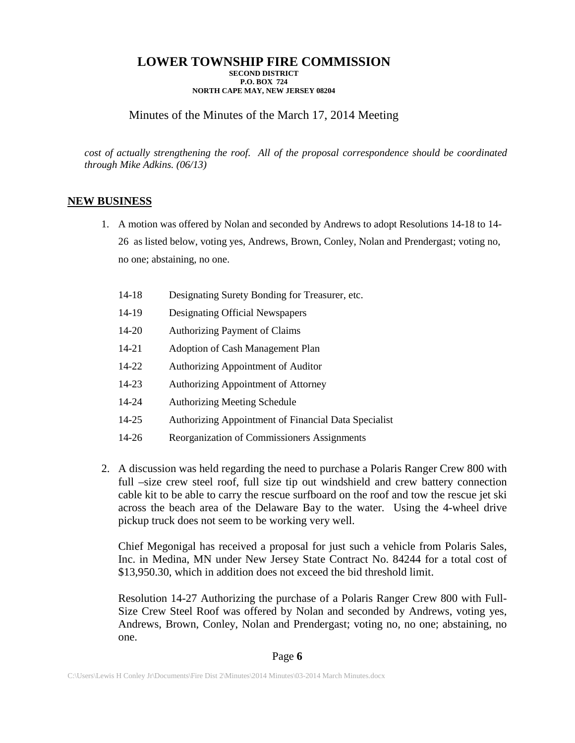*cost of actually strengthening the roof. All of the proposal correspondence should be coordinated through Mike Adkins. (06/13)*

## NEW BUSINESS

1. A motion was offered by Nolan and seconded by Andrews to adopt Resolutions 14-18 to 14-26 as listed below, voting yes, Andrews, Brown, Conley, Nolan and Prendergast; voting no, no one; abstaining, no one.

| | |
|---|---|
| 14-18 | Designating Surety Bonding for Treasurer, etc. |
| 14-19 | Designating Official Newspapers |
| 14-20 | Authorizing Payment of Claims |
| 14-21 | Adoption of Cash Management Plan |
| 14-22 | Authorizing Appointment of Auditor |
| 14-23 | Authorizing Appointment of Attorney |
| 14-24 | Authorizing Meeting Schedule |
| 14-25 | Authorizing Appointment of Financial Data Specialist |
| 14-26 | Reorganization of Commissioners Assignments |

2. A discussion was held regarding the need to purchase a Polaris Ranger Crew 800 with full –size crew steel roof, full size tip out windshield and crew battery connection cable kit to be able to carry the rescue surfboard on the roof and tow the rescue jet ski across the beach area of the Delaware Bay to the water. Using the 4-wheel drive pickup truck does not seem to be working very well.

   Chief Megonigal has received a proposal for just such a vehicle from Polaris Sales, Inc. in Medina, MN under New Jersey State Contract No. 84244 for a total cost of $13,950.30, which in addition does not exceed the bid threshold limit.

   Resolution 14-27 Authorizing the purchase of a Polaris Ranger Crew 800 with Full-Size Crew Steel Roof was offered by Nolan and seconded by Andrews, voting yes, Andrews, Brown, Conley, Nolan and Prendergast; voting no, no one; abstaining, no one.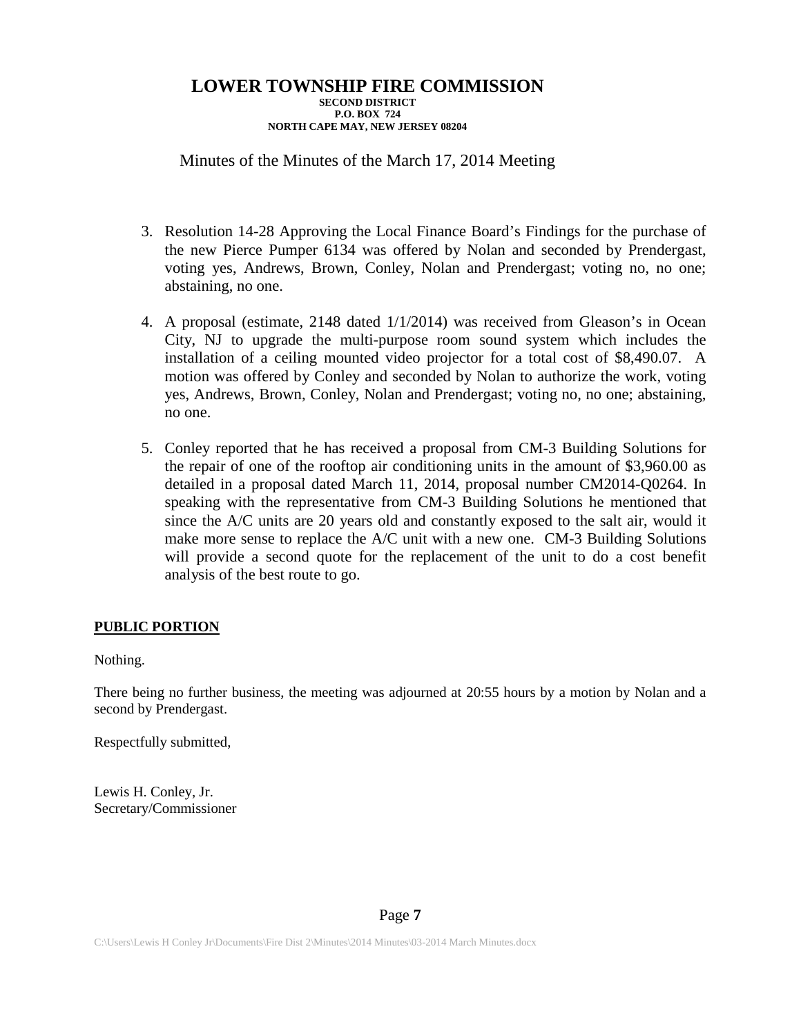3. Resolution 14-28 Approving the Local Finance Board's Findings for the purchase of the new Pierce Pumper 6134 was offered by Nolan and seconded by Prendergast, voting yes, Andrews, Brown, Conley, Nolan and Prendergast; voting no, no one; abstaining, no one.

4. A proposal (estimate, 2148 dated 1/1/2014) was received from Gleason's in Ocean City, NJ to upgrade the multi-purpose room sound system which includes the installation of a ceiling mounted video projector for a total cost of $8,490.07. A motion was offered by Conley and seconded by Nolan to authorize the work, voting yes, Andrews, Brown, Conley, Nolan and Prendergast; voting no, no one; abstaining, no one.

5. Conley reported that he has received a proposal from CM-3 Building Solutions for the repair of one of the rooftop air conditioning units in the amount of $3,960.00 as detailed in a proposal dated March 11, 2014, proposal number CM2014-Q0264. In speaking with the representative from CM-3 Building Solutions he mentioned that since the A/C units are 20 years old and constantly exposed to the salt air, would it make more sense to replace the A/C unit with a new one. CM-3 Building Solutions will provide a second quote for the replacement of the unit to do a cost benefit analysis of the best route to go.

**PUBLIC PORTION**

Nothing.

There being no further business, the meeting was adjourned at 20:55 hours by a motion by Nolan and a second by Prendergast.

Respectfully submitted,

Lewis H. Conley, Jr.
Secretary/Commissioner